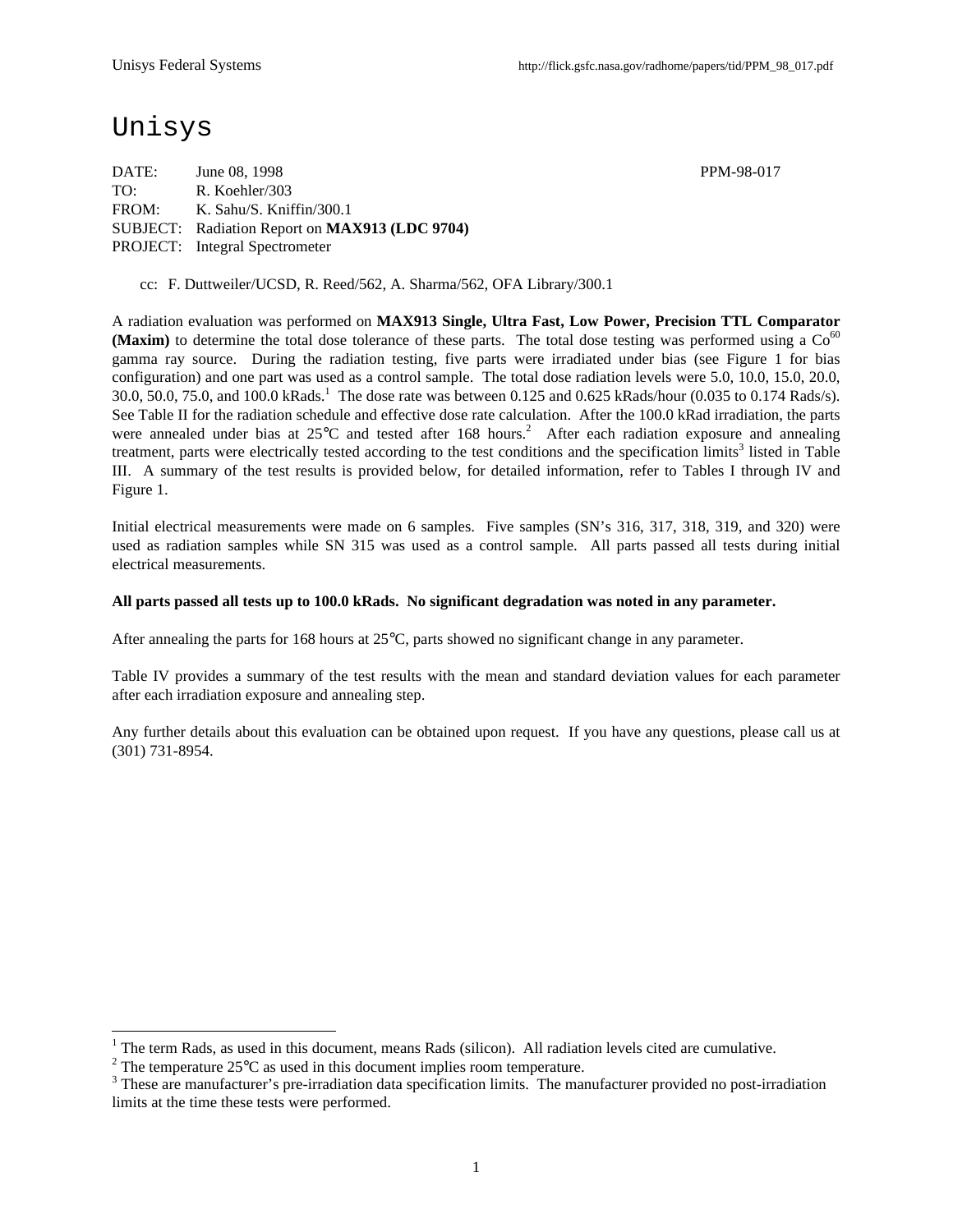# Unisys

DATE: June 08, 1998 PPM-98-017
TO: R. Koehler/303
FROM: K. Sahu/S. Kniffin/300.1
SUBJECT: Radiation Report on **MAX913 (LDC 9704)**
PROJECT: Integral Spectrometer

cc: F. Duttweiler/UCSD, R. Reed/562, A. Sharma/562, OFA Library/300.1

A radiation evaluation was performed on **MAX913 Single, Ultra Fast, Low Power, Precision TTL Comparator (Maxim)** to determine the total dose tolerance of these parts. The total dose testing was performed using a $Co^{60}$ gamma ray source. During the radiation testing, five parts were irradiated under bias (see Figure 1 for bias configuration) and one part was used as a control sample. The total dose radiation levels were 5.0, 10.0, 15.0, 20.0, 30.0, 50.0, 75.0, and 100.0 kRads.[1] The dose rate was between 0.125 and 0.625 kRads/hour (0.035 to 0.174 Rads/s). See Table II for the radiation schedule and effective dose rate calculation. After the 100.0 kRad irradiation, the parts were annealed under bias at 25°C and tested after 168 hours.[2] After each radiation exposure and annealing treatment, parts were electrically tested according to the test conditions and the specification limits[3] listed in Table III. A summary of the test results is provided below, for detailed information, refer to Tables I through IV and Figure 1.

Initial electrical measurements were made on 6 samples. Five samples (SN's 316, 317, 318, 319, and 320) were used as radiation samples while SN 315 was used as a control sample. All parts passed all tests during initial electrical measurements.

**All parts passed all tests up to 100.0 kRads. No significant degradation was noted in any parameter.**

After annealing the parts for 168 hours at 25°C, parts showed no significant change in any parameter.

Table IV provides a summary of the test results with the mean and standard deviation values for each parameter after each irradiation exposure and annealing step.

Any further details about this evaluation can be obtained upon request. If you have any questions, please call us at (301) 731-8954.

---

[1] The term Rads, as used in this document, means Rads (silicon). All radiation levels cited are cumulative.

[2] The temperature 25°C as used in this document implies room temperature.

[3] These are manufacturer's pre-irradiation data specification limits. The manufacturer provided no post-irradiation limits at the time these tests were performed.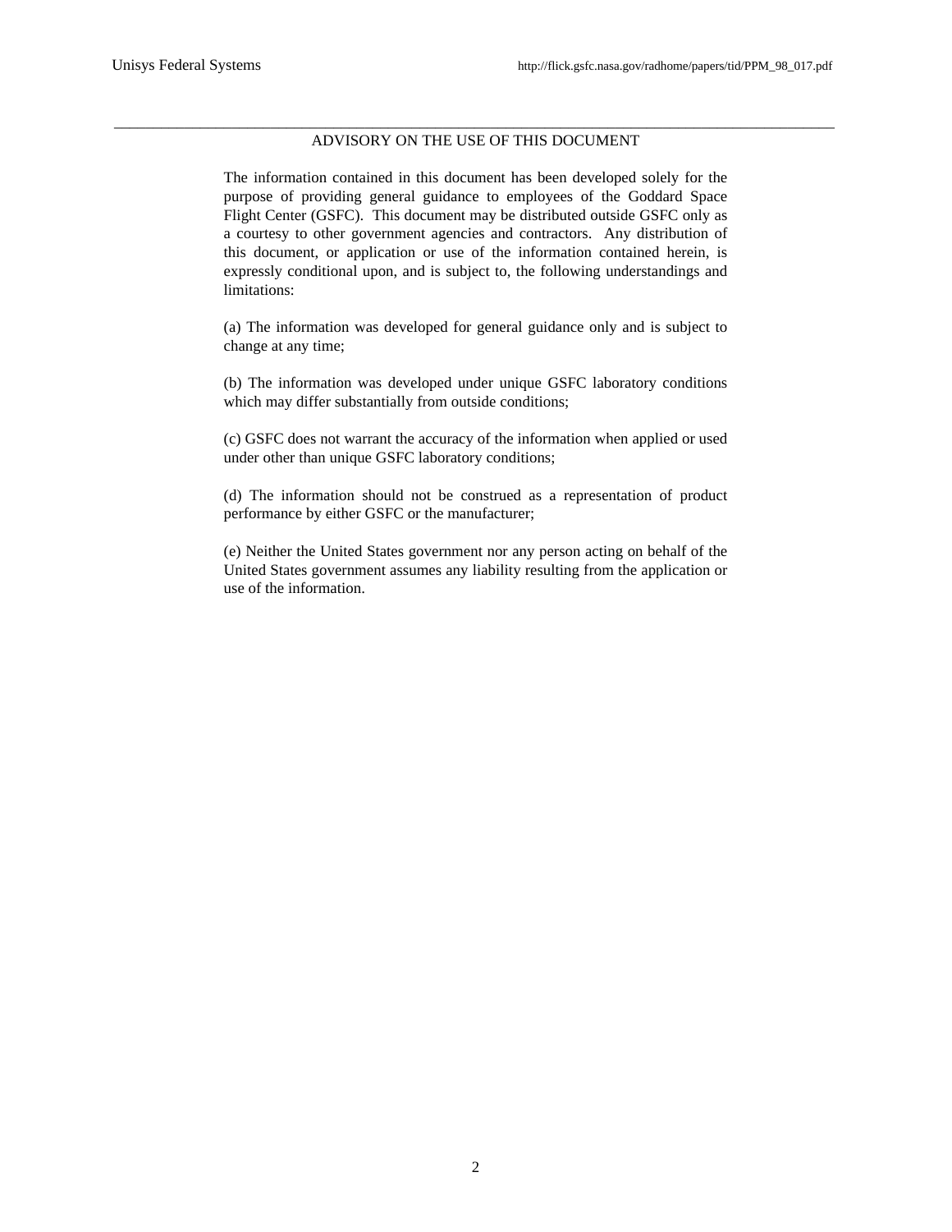## ADVISORY ON THE USE OF THIS DOCUMENT

The information contained in this document has been developed solely for the purpose of providing general guidance to employees of the Goddard Space Flight Center (GSFC). This document may be distributed outside GSFC only as a courtesy to other government agencies and contractors. Any distribution of this document, or application or use of the information contained herein, is expressly conditional upon, and is subject to, the following understandings and limitations:

(a) The information was developed for general guidance only and is subject to change at any time;

(b) The information was developed under unique GSFC laboratory conditions which may differ substantially from outside conditions;

(c) GSFC does not warrant the accuracy of the information when applied or used under other than unique GSFC laboratory conditions;

(d) The information should not be construed as a representation of product performance by either GSFC or the manufacturer;

(e) Neither the United States government nor any person acting on behalf of the United States government assumes any liability resulting from the application or use of the information.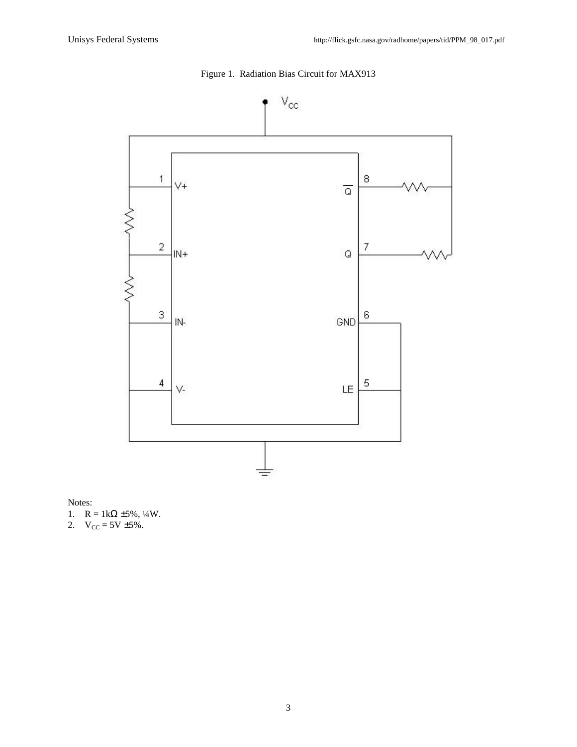Figure 1. Radiation Bias Circuit for MAX913

Notes:

1. R = 1kΩ ±5%, ¼W.
2. $V_{CC}$ = 5V ±5%.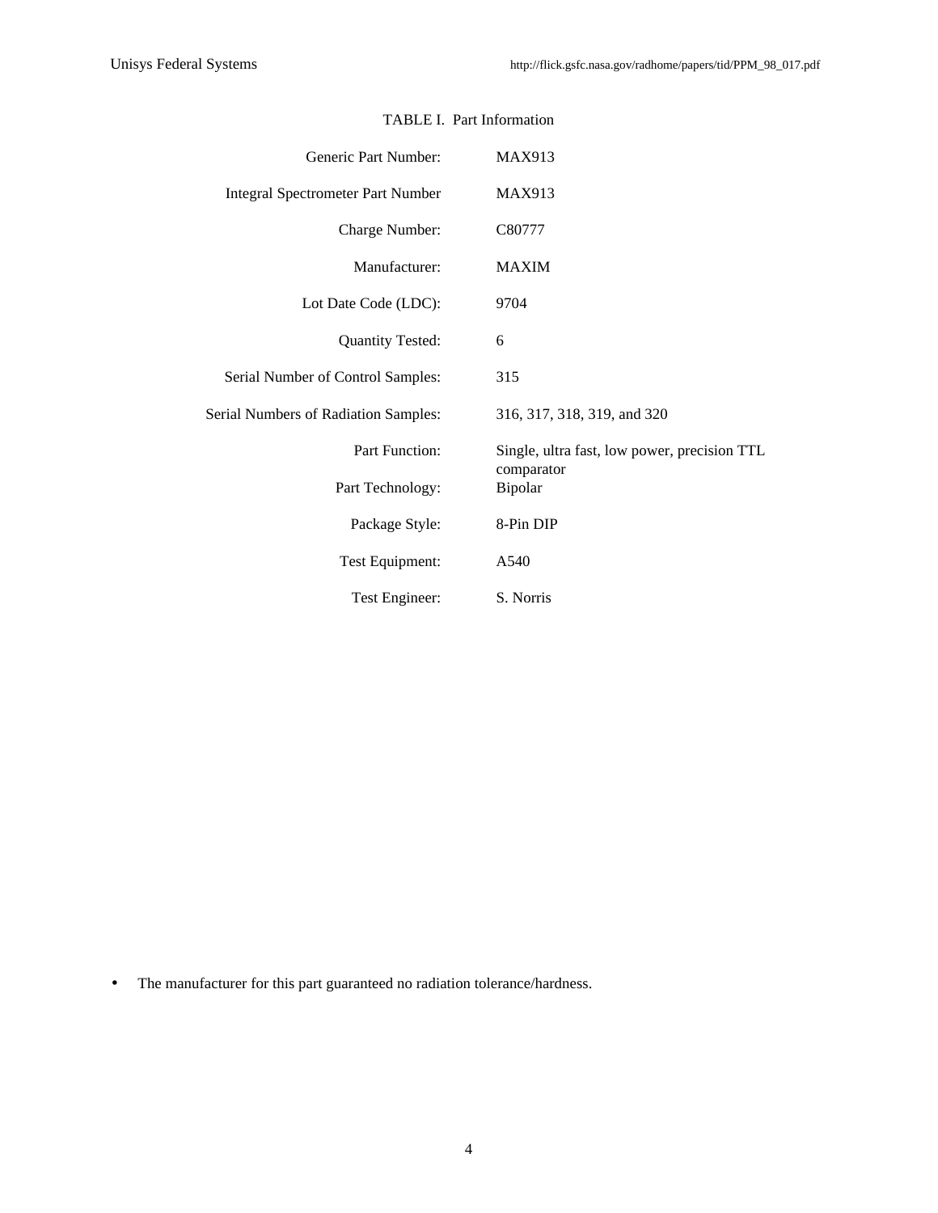TABLE I. Part Information

| | |
|---|---|
| Generic Part Number: | MAX913 |
| Integral Spectrometer Part Number | MAX913 |
| Charge Number: | C80777 |
| Manufacturer: | MAXIM |
| Lot Date Code (LDC): | 9704 |
| Quantity Tested: | 6 |
| Serial Number of Control Samples: | 315 |
| Serial Numbers of Radiation Samples: | 316, 317, 318, 319, and 320 |
| Part Function: | Single, ultra fast, low power, precision TTL comparator |
| Part Technology: | Bipolar |
| Package Style: | 8-Pin DIP |
| Test Equipment: | A540 |
| Test Engineer: | S. Norris |

- The manufacturer for this part guaranteed no radiation tolerance/hardness.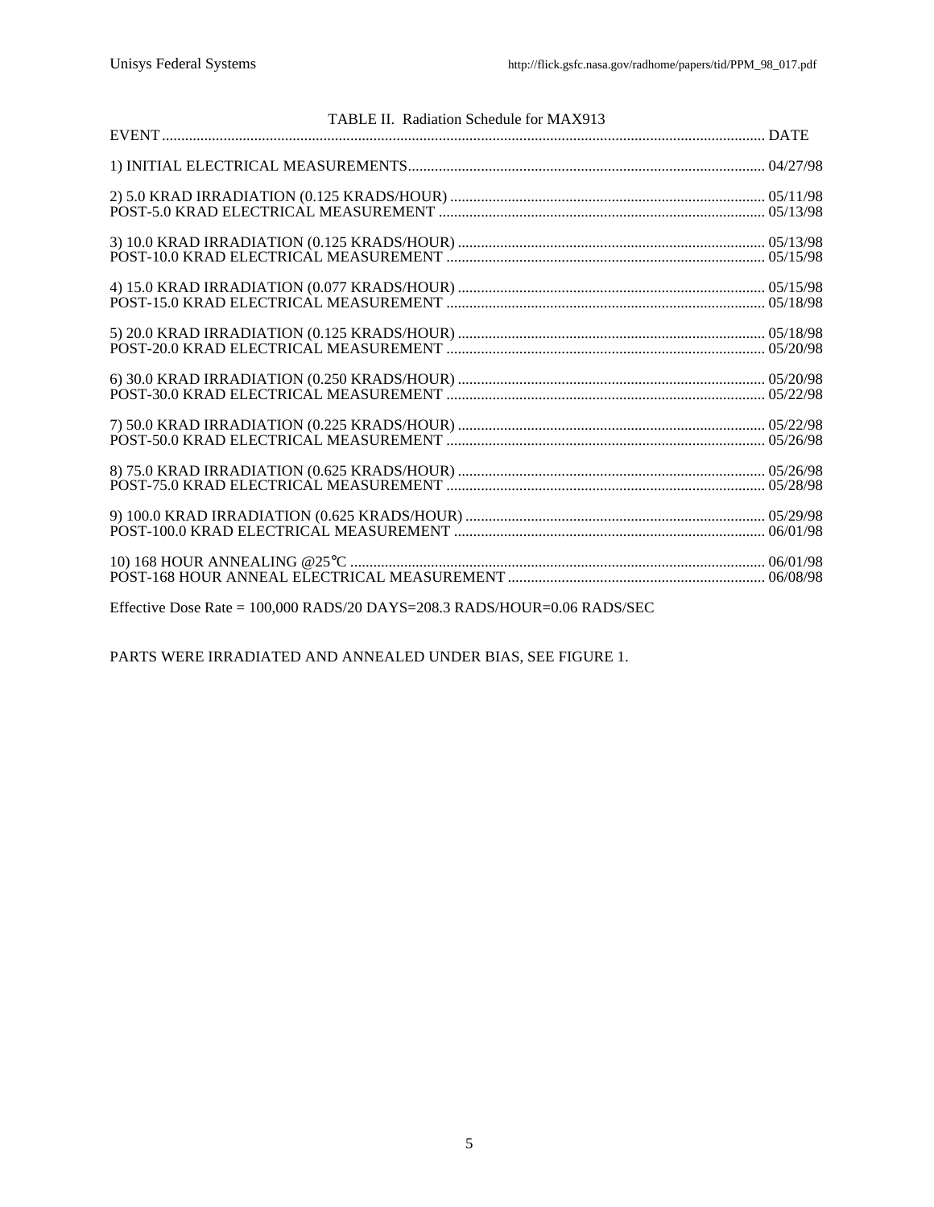TABLE II. Radiation Schedule for MAX913

| EVENT | DATE |
| --- | --- |
| 1) INITIAL ELECTRICAL MEASUREMENTS | 04/27/98 |
| 2) 5.0 KRAD IRRADIATION (0.125 KRADS/HOUR) | 05/11/98 |
| POST-5.0 KRAD ELECTRICAL MEASUREMENT | 05/13/98 |
| 3) 10.0 KRAD IRRADIATION (0.125 KRADS/HOUR) | 05/13/98 |
| POST-10.0 KRAD ELECTRICAL MEASUREMENT | 05/15/98 |
| 4) 15.0 KRAD IRRADIATION (0.077 KRADS/HOUR) | 05/15/98 |
| POST-15.0 KRAD ELECTRICAL MEASUREMENT | 05/18/98 |
| 5) 20.0 KRAD IRRADIATION (0.125 KRADS/HOUR) | 05/18/98 |
| POST-20.0 KRAD ELECTRICAL MEASUREMENT | 05/20/98 |
| 6) 30.0 KRAD IRRADIATION (0.250 KRADS/HOUR) | 05/20/98 |
| POST-30.0 KRAD ELECTRICAL MEASUREMENT | 05/22/98 |
| 7) 50.0 KRAD IRRADIATION (0.225 KRADS/HOUR) | 05/22/98 |
| POST-50.0 KRAD ELECTRICAL MEASUREMENT | 05/26/98 |
| 8) 75.0 KRAD IRRADIATION (0.625 KRADS/HOUR) | 05/26/98 |
| POST-75.0 KRAD ELECTRICAL MEASUREMENT | 05/28/98 |
| 9) 100.0 KRAD IRRADIATION (0.625 KRADS/HOUR) | 05/29/98 |
| POST-100.0 KRAD ELECTRICAL MEASUREMENT | 06/01/98 |
| 10) 168 HOUR ANNEALING @25°C | 06/01/98 |
| POST-168 HOUR ANNEAL ELECTRICAL MEASUREMENT | 06/08/98 |

Effective Dose Rate = 100,000 RADS/20 DAYS=208.3 RADS/HOUR=0.06 RADS/SEC

PARTS WERE IRRADIATED AND ANNEALED UNDER BIAS, SEE FIGURE 1.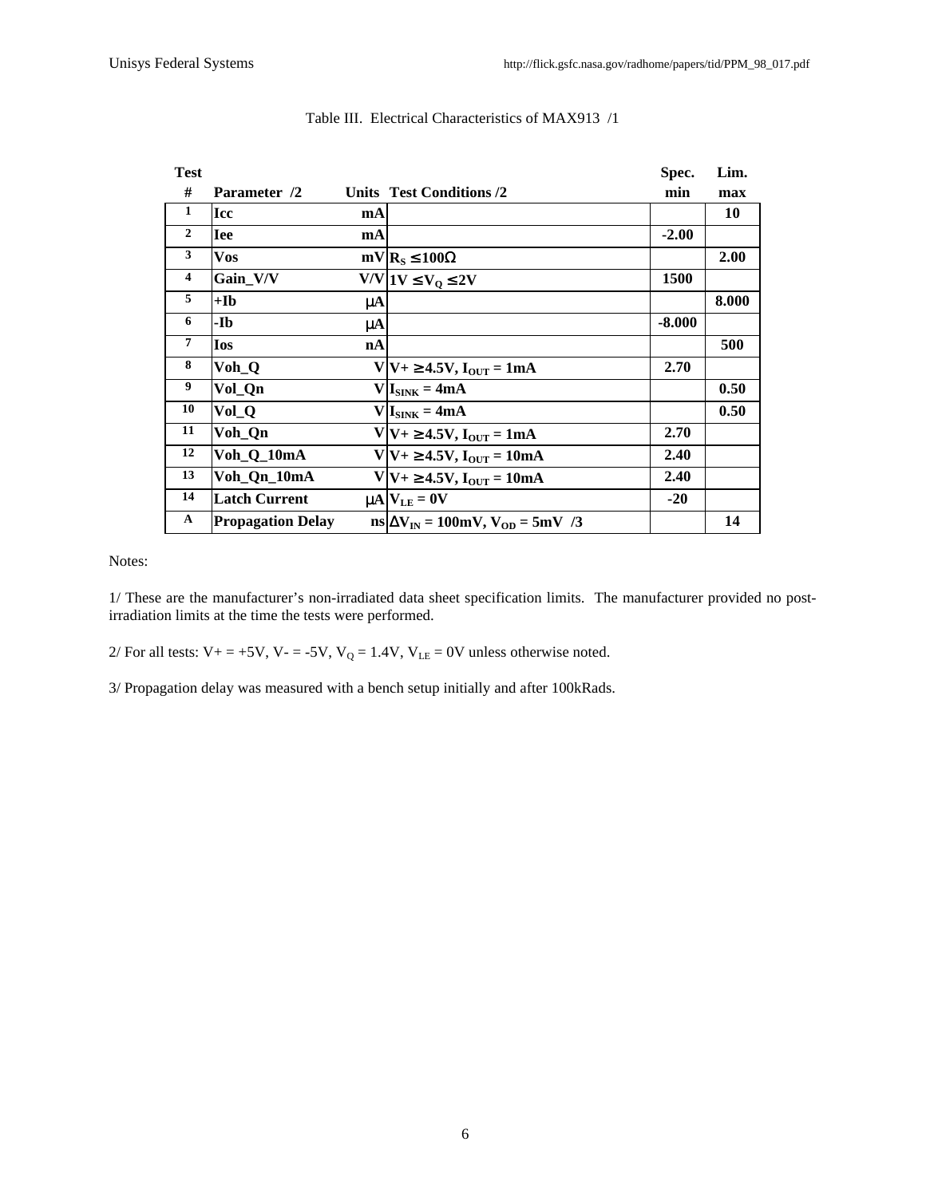Table III. Electrical Characteristics of MAX913 /1

| Test # | Parameter /2 | Units | Test Conditions /2 | Spec. min | Lim. max |
|---|---|---|---|---|---|
| 1 | Icc | mA | | | 10 |
| 2 | Iee | mA | | -2.00 | |
| 3 | Vos | mV | $R_S \leq 100\Omega$ | | 2.00 |
| 4 | Gain_V/V | V/V | $1V \leq V_Q \leq 2V$ | 1500 | |
| 5 | +Ib | μA | | | 8.000 |
| 6 | -Ib | μA | | -8.000 | |
| 7 | Ios | nA | | | 500 |
| 8 | Voh_Q | V | $V+ \geq 4.5V$, $I_{OUT} = 1mA$ | 2.70 | |
| 9 | Vol_Qn | V | $I_{SINK} = 4mA$ | | 0.50 |
| 10 | Vol_Q | V | $I_{SINK} = 4mA$ | | 0.50 |
| 11 | Voh_Qn | V | $V+ \geq 4.5V$, $I_{OUT} = 1mA$ | 2.70 | |
| 12 | Voh_Q_10mA | V | $V+ \geq 4.5V$, $I_{OUT} = 10mA$ | 2.40 | |
| 13 | Voh_Qn_10mA | V | $V+ \geq 4.5V$, $I_{OUT} = 10mA$ | 2.40 | |
| 14 | Latch Current | μA | $V_{LE} = 0V$ | -20 | |
| A | Propagation Delay | ns | $\Delta V_{IN} = 100mV$, $V_{OD} = 5mV$ /3 | | 14 |

Notes:

1/ These are the manufacturer's non-irradiated data sheet specification limits. The manufacturer provided no post-irradiation limits at the time the tests were performed.

2/ For all tests: V+ = +5V, V- = -5V, $V_Q$ = 1.4V, $V_{LE}$ = 0V unless otherwise noted.

3/ Propagation delay was measured with a bench setup initially and after 100kRads.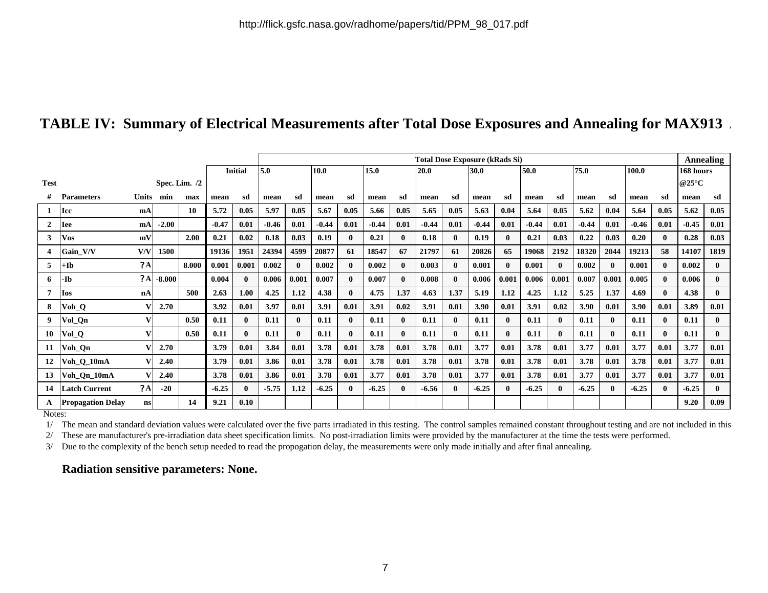http://flick.gsfc.nasa.gov/radhome/papers/tid/PPM_98_017.pdf

## TABLE IV: Summary of Electrical Measurements after Total Dose Exposures and Annealing for MAX913 /

| Test | | | Spec. Lim. /2 | | Initial | | Total Dose Exposure (kRads Si) | | | | | | | | | | | | | | | | | | Annealing | |
|---|---|---|---|---|---|---|---|---|---|---|---|---|---|---|---|---|---|---|---|---|---|---|---|---|---|---|
| | | | | | | | 5.0 | | 10.0 | | 15.0 | | 20.0 | | 30.0 | | 50.0 | | 75.0 | | 100.0 | | | | 168 hours @25°C | |
| # | Parameters | Units | min | max | mean | sd | mean | sd | mean | sd | mean | sd | mean | sd | mean | sd | mean | sd | mean | sd | mean | sd | | | mean | sd |
| 1 | Icc | mA | | 10 | 5.72 | 0.05 | 5.97 | 0.05 | 5.67 | 0.05 | 5.66 | 0.05 | 5.65 | 0.05 | 5.63 | 0.04 | 5.64 | 0.05 | 5.62 | 0.04 | 5.64 | 0.05 | | | 5.62 | 0.05 |
| 2 | Iee | mA | -2.00 | | -0.47 | 0.01 | -0.46 | 0.01 | -0.44 | 0.01 | -0.44 | 0.01 | -0.44 | 0.01 | -0.44 | 0.01 | -0.44 | 0.01 | -0.44 | 0.01 | -0.46 | 0.01 | | | -0.45 | 0.01 |
| 3 | Vos | mV | | 2.00 | 0.21 | 0.02 | 0.18 | 0.03 | 0.19 | 0 | 0.21 | 0 | 0.18 | 0 | 0.19 | 0 | 0.21 | 0.03 | 0.22 | 0.03 | 0.20 | 0 | | | 0.28 | 0.03 |
| 4 | Gain_V/V | V/V | 1500 | | 19136 | 1951 | 24394 | 4599 | 20877 | 61 | 18547 | 67 | 21797 | 61 | 20826 | 65 | 19068 | 2192 | 18320 | 2044 | 19213 | 58 | | | 14107 | 1819 |
| 5 | +Ib | ?A | | 8.000 | 0.001 | 0.001 | 0.002 | 0 | 0.002 | 0 | 0.002 | 0 | 0.003 | 0 | 0.001 | 0 | 0.001 | 0 | 0.002 | 0 | 0.001 | 0 | | | 0.002 | 0 |
| 6 | -Ib | ?A | -8.000 | | 0.004 | 0 | 0.006 | 0.001 | 0.007 | 0 | 0.007 | 0 | 0.008 | 0 | 0.006 | 0.001 | 0.006 | 0.001 | 0.007 | 0.001 | 0.005 | 0 | | | 0.006 | 0 |
| 7 | Ios | nA | | 500 | 2.63 | 1.00 | 4.25 | 1.12 | 4.38 | 0 | 4.75 | 1.37 | 4.63 | 1.37 | 5.19 | 1.12 | 4.25 | 1.12 | 5.25 | 1.37 | 4.69 | 0 | | | 4.38 | 0 |
| 8 | Voh_Q | V | 2.70 | | 3.92 | 0.01 | 3.97 | 0.01 | 3.91 | 0.01 | 3.91 | 0.02 | 3.91 | 0.01 | 3.90 | 0.01 | 3.91 | 0.02 | 3.90 | 0.01 | 3.90 | 0.01 | | | 3.89 | 0.01 |
| 9 | Vol_Qn | V | | 0.50 | 0.11 | 0 | 0.11 | 0 | 0.11 | 0 | 0.11 | 0 | 0.11 | 0 | 0.11 | 0 | 0.11 | 0 | 0.11 | 0 | 0.11 | 0 | | | 0.11 | 0 |
| 10 | Vol_Q | V | | 0.50 | 0.11 | 0 | 0.11 | 0 | 0.11 | 0 | 0.11 | 0 | 0.11 | 0 | 0.11 | 0 | 0.11 | 0 | 0.11 | 0 | 0.11 | 0 | | | 0.11 | 0 |
| 11 | Voh_Qn | V | 2.70 | | 3.79 | 0.01 | 3.84 | 0.01 | 3.78 | 0.01 | 3.78 | 0.01 | 3.78 | 0.01 | 3.77 | 0.01 | 3.78 | 0.01 | 3.77 | 0.01 | 3.77 | 0.01 | | | 3.77 | 0.01 |
| 12 | Voh_Q_10mA | V | 2.40 | | 3.79 | 0.01 | 3.86 | 0.01 | 3.78 | 0.01 | 3.78 | 0.01 | 3.78 | 0.01 | 3.78 | 0.01 | 3.78 | 0.01 | 3.78 | 0.01 | 3.78 | 0.01 | | | 3.77 | 0.01 |
| 13 | Voh_Qn_10mA | V | 2.40 | | 3.78 | 0.01 | 3.86 | 0.01 | 3.78 | 0.01 | 3.77 | 0.01 | 3.78 | 0.01 | 3.77 | 0.01 | 3.78 | 0.01 | 3.77 | 0.01 | 3.77 | 0.01 | | | 3.77 | 0.01 |
| 14 | Latch Current | ?A | -20 | | -6.25 | 0 | -5.75 | 1.12 | -6.25 | 0 | -6.25 | 0 | -6.56 | 0 | -6.25 | 0 | -6.25 | 0 | -6.25 | 0 | -6.25 | 0 | | | -6.25 | 0 |
| A | Propagation Delay | ns | | 14 | 9.21 | 0.10 | | | | | | | | | | | | | | | | | | | 9.20 | 0.09 |

Notes:

1/ The mean and standard deviation values were calculated over the five parts irradiated in this testing. The control samples remained constant throughout testing and are not included in this

2/ These are manufacturer's pre-irradiation data sheet specification limits. No post-irradiation limits were provided by the manufacturer at the time the tests were performed.

3/ Due to the complexity of the bench setup needed to read the propogation delay, the measurements were only made initially and after final annealing.

**Radiation sensitive parameters: None.**